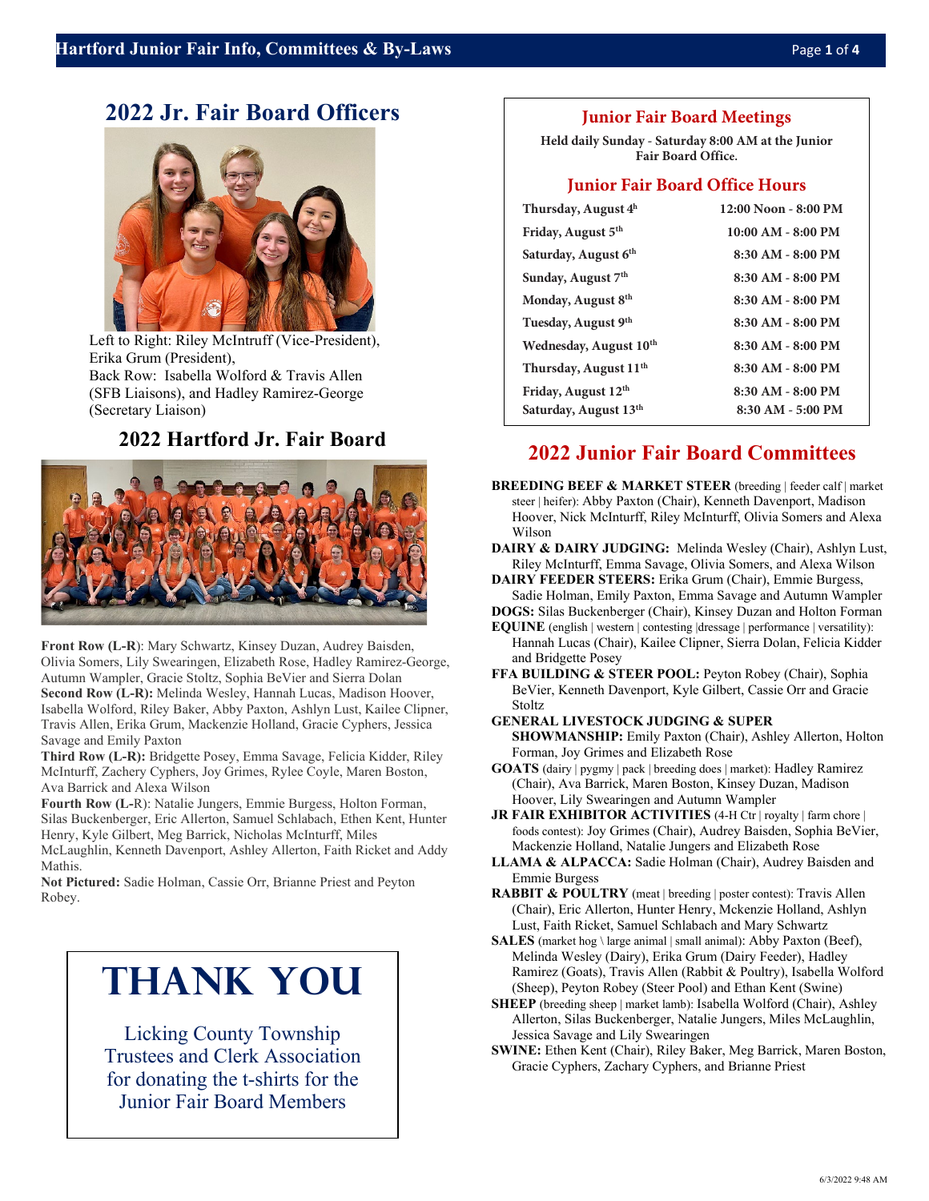## 2022 Jr. Fair Board Officers

Left to Right: Riley McIntruff (Vice-President), Erika Grum (President),
Back Row: Isabella Wolford & Travis Allen (SFB Liaisons), and Hadley Ramirez-George (Secretary Liaison)

## 2022 Hartford Jr. Fair Board

**Front Row (L-R)**: Mary Schwartz, Kinsey Duzan, Audrey Baisden, Olivia Somers, Lily Swearingen, Elizabeth Rose, Hadley Ramirez-George, Autumn Wampler, Gracie Stoltz, Sophia BeVier and Sierra Dolan
**Second Row (L-R):** Melinda Wesley, Hannah Lucas, Madison Hoover, Isabella Wolford, Riley Baker, Abby Paxton, Ashlyn Lust, Kailee Clipner, Travis Allen, Erika Grum, Mackenzie Holland, Gracie Cyphers, Jessica Savage and Emily Paxton
**Third Row (L-R):** Bridgette Posey, Emma Savage, Felicia Kidder, Riley McInturff, Zachery Cyphers, Joy Grimes, Rylee Coyle, Maren Boston, Ava Barrick and Alexa Wilson
**Fourth Row (L-R)**: Natalie Jungers, Emmie Burgess, Holton Forman, Silas Buckenberger, Eric Allerton, Samuel Schlabach, Ethen Kent, Hunter Henry, Kyle Gilbert, Meg Barrick, Nicholas McInturff, Miles McLaughlin, Kenneth Davenport, Ashley Allerton, Faith Ricket and Addy Mathis.
**Not Pictured:** Sadie Holman, Cassie Orr, Brianne Priest and Peyton Robey.

# THANK YOU

Licking County Township Trustees and Clerk Association for donating the t-shirts for the Junior Fair Board Members

## Junior Fair Board Meetings

**Held daily Sunday - Saturday 8:00 AM at the Junior Fair Board Office.**

## Junior Fair Board Office Hours

| Day | Hours |
|---|---|
| Thursday, August 4th | 12:00 Noon - 8:00 PM |
| Friday, August 5th | 10:00 AM - 8:00 PM |
| Saturday, August 6th | 8:30 AM - 8:00 PM |
| Sunday, August 7th | 8:30 AM - 8:00 PM |
| Monday, August 8th | 8:30 AM - 8:00 PM |
| Tuesday, August 9th | 8:30 AM - 8:00 PM |
| Wednesday, August 10th | 8:30 AM - 8:00 PM |
| Thursday, August 11th | 8:30 AM - 8:00 PM |
| Friday, August 12th | 8:30 AM - 8:00 PM |
| Saturday, August 13th | 8:30 AM - 5:00 PM |

## 2022 Junior Fair Board Committees

**BREEDING BEEF & MARKET STEER** (breeding | feeder calf | market steer | heifer): Abby Paxton (Chair), Kenneth Davenport, Madison Hoover, Nick McInturff, Riley McInturff, Olivia Somers and Alexa Wilson

**DAIRY & DAIRY JUDGING:** Melinda Wesley (Chair), Ashlyn Lust, Riley McInturff, Emma Savage, Olivia Somers, and Alexa Wilson

**DAIRY FEEDER STEERS:** Erika Grum (Chair), Emmie Burgess, Sadie Holman, Emily Paxton, Emma Savage and Autumn Wampler

**DOGS:** Silas Buckenberger (Chair), Kinsey Duzan and Holton Forman

**EQUINE** (english | western | contesting |dressage | performance | versatility): Hannah Lucas (Chair), Kailee Clipner, Sierra Dolan, Felicia Kidder and Bridgette Posey

**FFA BUILDING & STEER POOL:** Peyton Robey (Chair), Sophia BeVier, Kenneth Davenport, Kyle Gilbert, Cassie Orr and Gracie Stoltz

**GENERAL LIVESTOCK JUDGING & SUPER SHOWMANSHIP:** Emily Paxton (Chair), Ashley Allerton, Holton Forman, Joy Grimes and Elizabeth Rose

**GOATS** (dairy | pygmy | pack | breeding does | market): Hadley Ramirez (Chair), Ava Barrick, Maren Boston, Kinsey Duzan, Madison Hoover, Lily Swearingen and Autumn Wampler

**JR FAIR EXHIBITOR ACTIVITIES** (4-H Ctr | royalty | farm chore | foods contest): Joy Grimes (Chair), Audrey Baisden, Sophia BeVier, Mackenzie Holland, Natalie Jungers and Elizabeth Rose

**LLAMA & ALPACCA:** Sadie Holman (Chair), Audrey Baisden and Emmie Burgess

**RABBIT & POULTRY** (meat | breeding | poster contest): Travis Allen (Chair), Eric Allerton, Hunter Henry, Mckenzie Holland, Ashlyn Lust, Faith Ricket, Samuel Schlabach and Mary Schwartz

**SALES** (market hog \ large animal | small animal): Abby Paxton (Beef), Melinda Wesley (Dairy), Erika Grum (Dairy Feeder), Hadley Ramirez (Goats), Travis Allen (Rabbit & Poultry), Isabella Wolford (Sheep), Peyton Robey (Steer Pool) and Ethan Kent (Swine)

**SHEEP** (breeding sheep | market lamb): Isabella Wolford (Chair), Ashley Allerton, Silas Buckenberger, Natalie Jungers, Miles McLaughlin, Jessica Savage and Lily Swearingen

**SWINE:** Ethen Kent (Chair), Riley Baker, Meg Barrick, Maren Boston, Gracie Cyphers, Zachary Cyphers, and Brianne Priest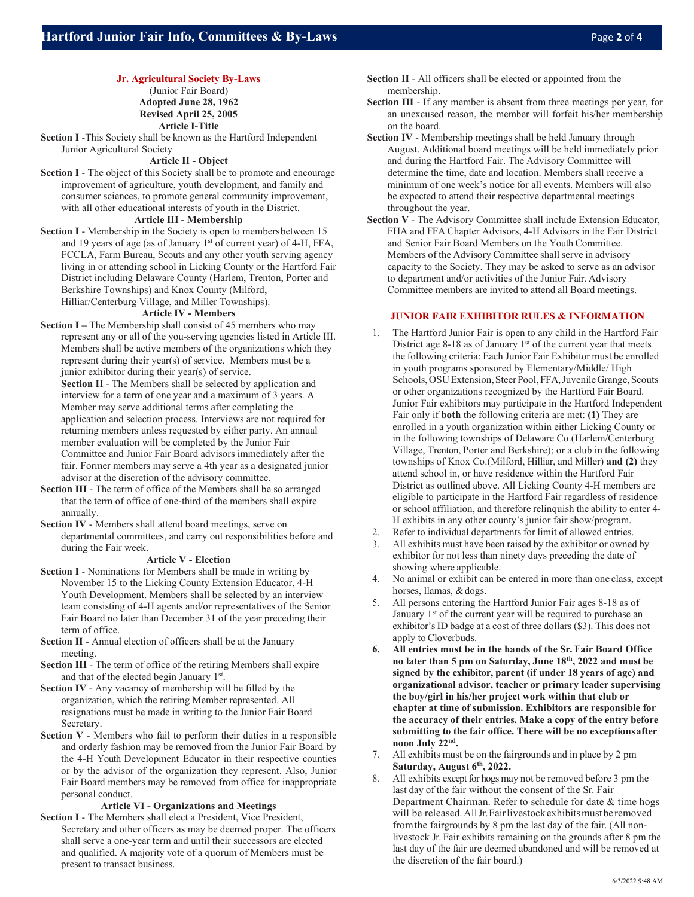### Jr. Agricultural Society By-Laws

(Junior Fair Board)
**Adopted June 28, 1962**
**Revised April 25, 2005**

**Article I-Title**

**Section I** -This Society shall be known as the Hartford Independent Junior Agricultural Society

**Article II - Object**

**Section I** - The object of this Society shall be to promote and encourage improvement of agriculture, youth development, and family and consumer sciences, to promote general community improvement, with all other educational interests of youth in the District.

**Article III - Membership**

**Section I** - Membership in the Society is open to members between 15 and 19 years of age (as of January 1st of current year) of 4-H, FFA, FCCLA, Farm Bureau, Scouts and any other youth serving agency living in or attending school in Licking County or the Hartford Fair District including Delaware County (Harlem, Trenton, Porter and Berkshire Townships) and Knox County (Milford, Hilliar/Centerburg Village, and Miller Townships).

**Article IV - Members**

**Section I –** The Membership shall consist of 45 members who may represent any or all of the you-serving agencies listed in Article III. Members shall be active members of the organizations which they represent during their year(s) of service. Members must be a junior exhibitor during their year(s) of service.

**Section II** - The Members shall be selected by application and interview for a term of one year and a maximum of 3 years. A Member may serve additional terms after completing the application and selection process. Interviews are not required for returning members unless requested by either party. An annual member evaluation will be completed by the Junior Fair Committee and Junior Fair Board advisors immediately after the fair. Former members may serve a 4th year as a designated junior advisor at the discretion of the advisory committee.

**Section III** - The term of office of the Members shall be so arranged that the term of office of one-third of the members shall expire annually.

**Section IV** - Members shall attend board meetings, serve on departmental committees, and carry out responsibilities before and during the Fair week.

**Article V - Election**

**Section I** - Nominations for Members shall be made in writing by November 15 to the Licking County Extension Educator, 4-H Youth Development. Members shall be selected by an interview team consisting of 4-H agents and/or representatives of the Senior Fair Board no later than December 31 of the year preceding their term of office.

**Section II** - Annual election of officers shall be at the January meeting.

**Section III** - The term of office of the retiring Members shall expire and that of the elected begin January 1st.

**Section IV** - Any vacancy of membership will be filled by the organization, which the retiring Member represented. All resignations must be made in writing to the Junior Fair Board Secretary.

**Section V** - Members who fail to perform their duties in a responsible and orderly fashion may be removed from the Junior Fair Board by the 4-H Youth Development Educator in their respective counties or by the advisor of the organization they represent. Also, Junior Fair Board members may be removed from office for inappropriate personal conduct.

**Article VI - Organizations and Meetings**

**Section I** - The Members shall elect a President, Vice President, Secretary and other officers as may be deemed proper. The officers shall serve a one-year term and until their successors are elected and qualified. A majority vote of a quorum of Members must be present to transact business.

**Section II** - All officers shall be elected or appointed from the membership.

**Section III** - If any member is absent from three meetings per year, for an unexcused reason, the member will forfeit his/her membership on the board.

**Section IV** - Membership meetings shall be held January through August. Additional board meetings will be held immediately prior and during the Hartford Fair. The Advisory Committee will determine the time, date and location. Members shall receive a minimum of one week's notice for all events. Members will also be expected to attend their respective departmental meetings throughout the year.

**Section V** - The Advisory Committee shall include Extension Educator, FHA and FFA Chapter Advisors, 4-H Advisors in the Fair District and Senior Fair Board Members on the Youth Committee. Members of the Advisory Committee shall serve in advisory capacity to the Society. They may be asked to serve as an advisor to department and/or activities of the Junior Fair. Advisory Committee members are invited to attend all Board meetings.

### JUNIOR FAIR EXHIBITOR RULES & INFORMATION

1. The Hartford Junior Fair is open to any child in the Hartford Fair District age 8-18 as of January 1st of the current year that meets the following criteria: Each Junior Fair Exhibitor must be enrolled in youth programs sponsored by Elementary/Middle/ High Schools, OSU Extension, Steer Pool, FFA, Juvenile Grange, Scouts or other organizations recognized by the Hartford Fair Board. Junior Fair exhibitors may participate in the Hartford Independent Fair only if **both** the following criteria are met: **(1)** They are enrolled in a youth organization within either Licking County or in the following townships of Delaware Co.(Harlem/Centerburg Village, Trenton, Porter and Berkshire); or a club in the following townships of Knox Co.(Milford, Hilliar, and Miller) **and (2)** they attend school in, or have residence within the Hartford Fair District as outlined above. All Licking County 4-H members are eligible to participate in the Hartford Fair regardless of residence or school affiliation, and therefore relinquish the ability to enter 4-H exhibits in any other county's junior fair show/program.
2. Refer to individual departments for limit of allowed entries.
3. All exhibits must have been raised by the exhibitor or owned by exhibitor for not less than ninety days preceding the date of showing where applicable.
4. No animal or exhibit can be entered in more than one class, except horses, llamas, & dogs.
5. All persons entering the Hartford Junior Fair ages 8-18 as of January 1st of the current year will be required to purchase an exhibitor's ID badge at a cost of three dollars ($3). This does not apply to Cloverbuds.
6. **All entries must be in the hands of the Sr. Fair Board Office no later than 5 pm on Saturday, June 18th, 2022 and must be signed by the exhibitor, parent (if under 18 years of age) and organizational advisor, teacher or primary leader supervising the boy/girl in his/her project work within that club or chapter at time of submission. Exhibitors are responsible for the accuracy of their entries. Make a copy of the entry before submitting to the fair office. There will be no exceptions after noon July 22nd.**
7. All exhibits must be on the fairgrounds and in place by 2 pm **Saturday, August 6th, 2022.**
8. All exhibits except for hogs may not be removed before 3 pm the last day of the fair without the consent of the Sr. Fair Department Chairman. Refer to schedule for date & time hogs will be released. All Jr. Fair livestock exhibits must be removed from the fairgrounds by 8 pm the last day of the fair. (All non-livestock Jr. Fair exhibits remaining on the grounds after 8 pm the last day of the fair are deemed abandoned and will be removed at the discretion of the fair board.)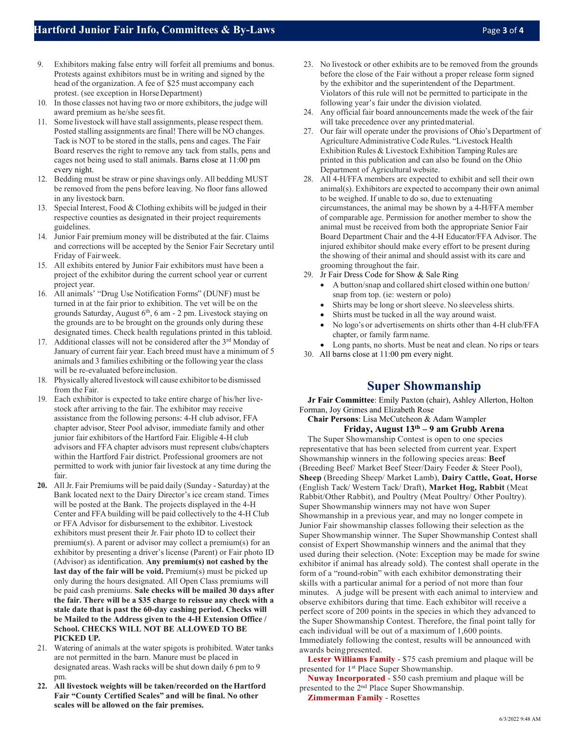9. Exhibitors making false entry will forfeit all premiums and bonus. Protests against exhibitors must be in writing and signed by the head of the organization. A fee of $25 must accompany each protest. (see exception in Horse Department)
10. In those classes not having two or more exhibitors, the judge will award premium as he/she sees fit.
11. Some livestock will have stall assignments, please respect them. Posted stalling assignments are final! There will be NO changes. Tack is NOT to be stored in the stalls, pens and cages. The Fair Board reserves the right to remove any tack from stalls, pens and cages not being used to stall animals. Barns close at 11:00 pm every night.
12. Bedding must be straw or pine shavings only. All bedding MUST be removed from the pens before leaving. No floor fans allowed in any livestock barn.
13. Special Interest, Food & Clothing exhibits will be judged in their respective counties as designated in their project requirements guidelines.
14. Junior Fair premium money will be distributed at the fair. Claims and corrections will be accepted by the Senior Fair Secretary until Friday of Fair week.
15. All exhibits entered by Junior Fair exhibitors must have been a project of the exhibitor during the current school year or current project year.
16. All animals' "Drug Use Notification Forms" (DUNF) must be turned in at the fair prior to exhibition. The vet will be on the grounds Saturday, August 6th, 6 am - 2 pm. Livestock staying on the grounds are to be brought on the grounds only during these designated times. Check health regulations printed in this tabloid.
17. Additional classes will not be considered after the 3rd Monday of January of current fair year. Each breed must have a minimum of 5 animals and 3 families exhibiting or the following year the class will be re-evaluated before inclusion.
18. Physically altered livestock will cause exhibitor to be dismissed from the Fair.
19. Each exhibitor is expected to take entire charge of his/her livestock after arriving to the fair. The exhibitor may receive assistance from the following persons: 4-H club advisor, FFA chapter advisor, Steer Pool advisor, immediate family and other junior fair exhibitors of the Hartford Fair. Eligible 4-H club advisors and FFA chapter advisors must represent clubs/chapters within the Hartford Fair district. Professional groomers are not permitted to work with junior fair livestock at any time during the fair.
20. All Jr. Fair Premiums will be paid daily (Sunday - Saturday) at the Bank located next to the Dairy Director's ice cream stand. Times will be posted at the Bank. The projects displayed in the 4-H Center and FFA building will be paid collectively to the 4-H Club or FFA Advisor for disbursement to the exhibitor. Livestock exhibitors must present their Jr. Fair photo ID to collect their premium(s). A parent or advisor may collect a premium(s) for an exhibitor by presenting a driver's license (Parent) or Fair photo ID (Advisor) as identification. **Any premium(s) not cashed by the last day of the fair will be void.** Premium(s) must be picked up only during the hours designated. All Open Class premiums will be paid cash premiums. **Sale checks will be mailed 30 days after the fair. There will be a $35 charge to reissue any check with a stale date that is past the 60-day cashing period. Checks will be Mailed to the Address given to the 4-H Extension Office / School. CHECKS WILL NOT BE ALLOWED TO BE PICKED UP.**
21. Watering of animals at the water spigots is prohibited. Water tanks are not permitted in the barn. Manure must be placed in designated areas. Wash racks will be shut down daily 6 pm to 9 pm.
22. **All livestock weights will be taken/recorded on the Hartford Fair "County Certified Scales" and will be final. No other scales will be allowed on the fair premises.**
23. No livestock or other exhibits are to be removed from the grounds before the close of the Fair without a proper release form signed by the exhibitor and the superintendent of the Department. Violators of this rule will not be permitted to participate in the following year's fair under the division violated.
24. Any official fair board announcements made the week of the fair will take precedence over any printed material.
27. Our fair will operate under the provisions of Ohio's Department of Agriculture Administrative Code Rules. "Livestock Health Exhibition Rules & Livestock Exhibition Tamping Rules are printed in this publication and can also be found on the Ohio Department of Agricultural website.
28. All 4-H/FFA members are expected to exhibit and sell their own animal(s). Exhibitors are expected to accompany their own animal to be weighed. If unable to do so, due to extenuating circumstances, the animal may be shown by a 4-H/FFA member of comparable age. Permission for another member to show the animal must be received from both the appropriate Senior Fair Board Department Chair and the 4-H Educator/FFA Advisor. The injured exhibitor should make every effort to be present during the showing of their animal and should assist with its care and grooming throughout the fair.
29. Jr Fair Dress Code for Show & Sale Ring
    - A button/snap and collared shirt closed within one button/ snap from top. (ie: western or polo)
    - Shirts may be long or short sleeve. No sleeveless shirts.
    - Shirts must be tucked in all the way around waist.
    - No logo's or advertisements on shirts other than 4-H club/FFA chapter, or family farm name.
    - Long pants, no shorts. Must be neat and clean. No rips or tears
30. All barns close at 11:00 pm every night.

## Super Showmanship

**Jr Fair Committee**: Emily Paxton (chair), Ashley Allerton, Holton Forman, Joy Grimes and Elizabeth Rose

**Chair Persons**: Lisa McCutcheon & Adam Wampler

**Friday, August 13th – 9 am Grubb Arena**

The Super Showmanship Contest is open to one species representative that has been selected from current year. Expert Showmanship winners in the following species areas: **Beef** (Breeding Beef/ Market Beef Steer/Dairy Feeder & Steer Pool), **Sheep** (Breeding Sheep/ Market Lamb), **Dairy Cattle, Goat, Horse** (English Tack/ Western Tack/ Draft), **Market Hog, Rabbit** (Meat Rabbit/Other Rabbit), and Poultry (Meat Poultry/ Other Poultry). Super Showmanship winners may not have won Super Showmanship in a previous year, and may no longer compete in Junior Fair showmanship classes following their selection as the Super Showmanship winner. The Super Showmanship Contest shall consist of Expert Showmanship winners and the animal that they used during their selection. (Note: Exception may be made for swine exhibitor if animal has already sold). The contest shall operate in the form of a "round-robin" with each exhibitor demonstrating their skills with a particular animal for a period of not more than four minutes. A judge will be present with each animal to interview and observe exhibitors during that time. Each exhibitor will receive a perfect score of 200 points in the species in which they advanced to the Super Showmanship Contest. Therefore, the final point tally for each individual will be out of a maximum of 1,600 points. Immediately following the contest, results will be announced with awards being presented.

**Lester Williams Family** - $75 cash premium and plaque will be presented for 1st Place Super Showmanship.

**Nuway Incorporated** - $50 cash premium and plaque will be presented to the 2nd Place Super Showmanship.

**Zimmerman Family** - Rosettes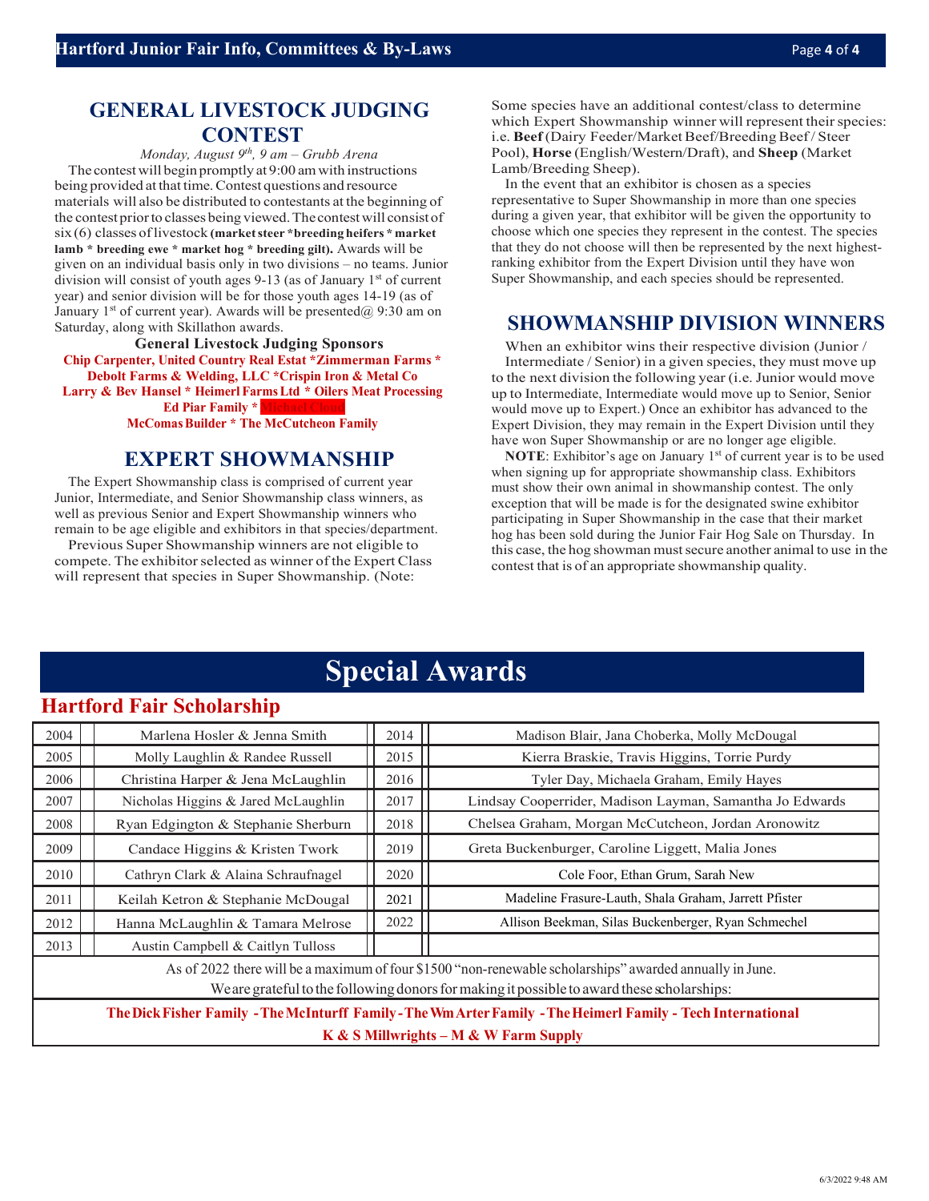## GENERAL LIVESTOCK JUDGING CONTEST

*Monday, August 9th, 9 am – Grubb Arena*

The contest will begin promptly at 9:00 am with instructions being provided at that time. Contest questions and resource materials will also be distributed to contestants at the beginning of the contest prior to classes being viewed. The contest will consist of six (6) classes of livestock **(market steer \*breeding heifers \* market lamb \* breeding ewe \* market hog \* breeding gilt).** Awards will be given on an individual basis only in two divisions – no teams. Junior division will consist of youth ages 9-13 (as of January 1st of current year) and senior division will be for those youth ages 14-19 (as of January 1st of current year). Awards will be presented@ 9:30 am on Saturday, along with Skillathon awards.

**General Livestock Judging Sponsors**

**Chip Carpenter, United Country Real Estat \*Zimmerman Farms \* Debolt Farms & Welding, LLC \*Crispin Iron & Metal Co Larry & Bev Hansel \* Heimerl Farms Ltd \* Oilers Meat Processing Ed Piar Family \* Michael Cloud McComas Builder \* The McCutcheon Family**

## EXPERT SHOWMANSHIP

The Expert Showmanship class is comprised of current year Junior, Intermediate, and Senior Showmanship class winners, as well as previous Senior and Expert Showmanship winners who remain to be age eligible and exhibitors in that species/department.

Previous Super Showmanship winners are not eligible to compete. The exhibitor selected as winner of the Expert Class will represent that species in Super Showmanship. (Note: Some species have an additional contest/class to determine which Expert Showmanship winner will represent their species: i.e. **Beef** (Dairy Feeder/Market Beef/Breeding Beef / Steer Pool), **Horse** (English/Western/Draft), and **Sheep** (Market Lamb/Breeding Sheep).

In the event that an exhibitor is chosen as a species representative to Super Showmanship in more than one species during a given year, that exhibitor will be given the opportunity to choose which one species they represent in the contest. The species that they do not choose will then be represented by the next highest-ranking exhibitor from the Expert Division until they have won Super Showmanship, and each species should be represented.

## SHOWMANSHIP DIVISION WINNERS

When an exhibitor wins their respective division (Junior / Intermediate / Senior) in a given species, they must move up to the next division the following year (i.e. Junior would move up to Intermediate, Intermediate would move up to Senior, Senior would move up to Expert.) Once an exhibitor has advanced to the Expert Division, they may remain in the Expert Division until they have won Super Showmanship or are no longer age eligible.

**NOTE**: Exhibitor's age on January 1st of current year is to be used when signing up for appropriate showmanship class. Exhibitors must show their own animal in showmanship contest. The only exception that will be made is for the designated swine exhibitor participating in Super Showmanship in the case that their market hog has been sold during the Junior Fair Hog Sale on Thursday. In this case, the hog showman must secure another animal to use in the contest that is of an appropriate showmanship quality.

# Special Awards

## Hartford Fair Scholarship

| | | | |
|---|---|---|---|
| 2004 | Marlena Hosler & Jenna Smith | 2014 | Madison Blair, Jana Choberka, Molly McDougal |
| 2005 | Molly Laughlin & Randee Russell | 2015 | Kierra Braskie, Travis Higgins, Torrie Purdy |
| 2006 | Christina Harper & Jena McLaughlin | 2016 | Tyler Day, Michaela Graham, Emily Hayes |
| 2007 | Nicholas Higgins & Jared McLaughlin | 2017 | Lindsay Cooperrider, Madison Layman, Samantha Jo Edwards |
| 2008 | Ryan Edgington & Stephanie Sherburn | 2018 | Chelsea Graham, Morgan McCutcheon, Jordan Aronowitz |
| 2009 | Candace Higgins & Kristen Twork | 2019 | Greta Buckenburger, Caroline Liggett, Malia Jones |
| 2010 | Cathryn Clark & Alaina Schraufnagel | 2020 | Cole Foor, Ethan Grum, Sarah New |
| 2011 | Keilah Ketron & Stephanie McDougal | 2021 | Madeline Frasure-Lauth, Shala Graham, Jarrett Pfister |
| 2012 | Hanna McLaughlin & Tamara Melrose | 2022 | Allison Beekman, Silas Buckenberger, Ryan Schmechel |
| 2013 | Austin Campbell & Caitlyn Tulloss | | |

As of 2022 there will be a maximum of four $1500 "non-renewable scholarships" awarded annually in June.

We are grateful to the following donors for making it possible to award these scholarships:

**The Dick Fisher Family - The McInturff Family - The Wm Arter Family - The Heimerl Family - Tech International K & S Millwrights – M & W Farm Supply**

6/3/2022 9:48 AM